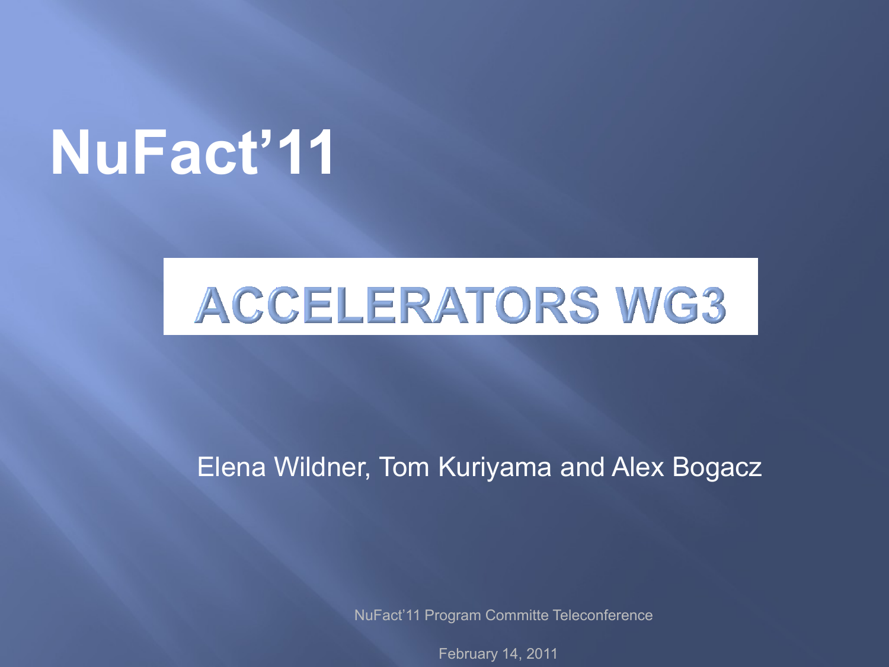# NuFact'11

## ACCELERATORS WG3

Elena Wildner, Tom Kuriyama and Alex Bogacz

NuFact'11 Program Committe Teleconference

February 14, 2011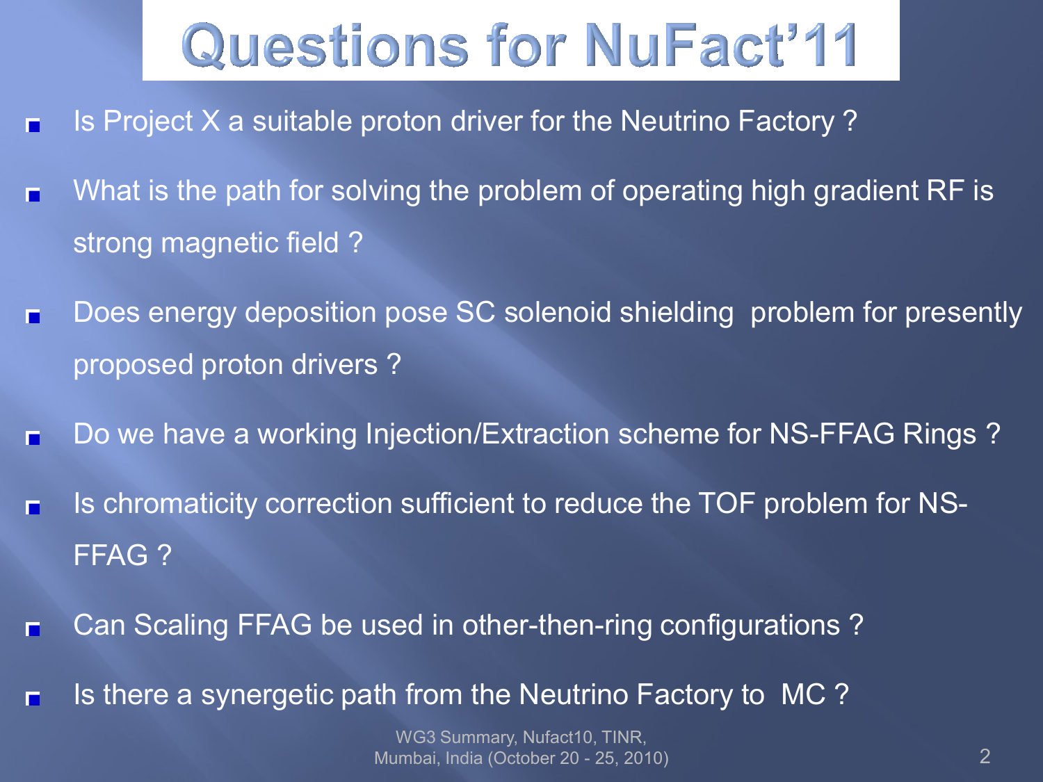# Questions for NuFact'11

- Is Project X a suitable proton driver for the Neutrino Factory ?
- What is the path for solving the problem of operating high gradient RF is strong magnetic field ?
- Does energy deposition pose SC solenoid shielding problem for presently proposed proton drivers ?
- Do we have a working Injection/Extraction scheme for NS-FFAG Rings ?
- Is chromaticity correction sufficient to reduce the TOF problem for NS-FFAG ?
- Can Scaling FFAG be used in other-then-ring configurations ?
- Is there a synergetic path from the Neutrino Factory to MC ?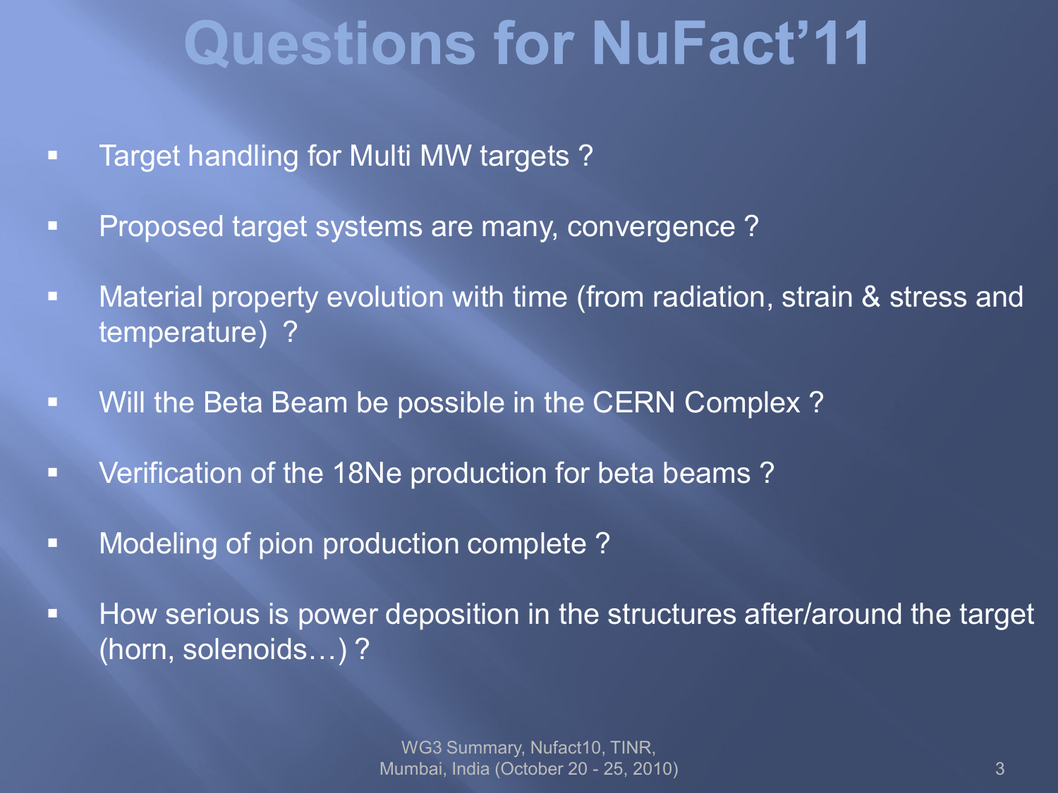# Questions for NuFact'11

- Target handling for Multi MW targets ?
- Proposed target systems are many, convergence ?
- Material property evolution with time (from radiation, strain & stress and temperature) ?
- Will the Beta Beam be possible in the CERN Complex ?
- Verification of the 18Ne production for beta beams ?
- Modeling of pion production complete ?
- How serious is power deposition in the structures after/around the target (horn, solenoids…) ?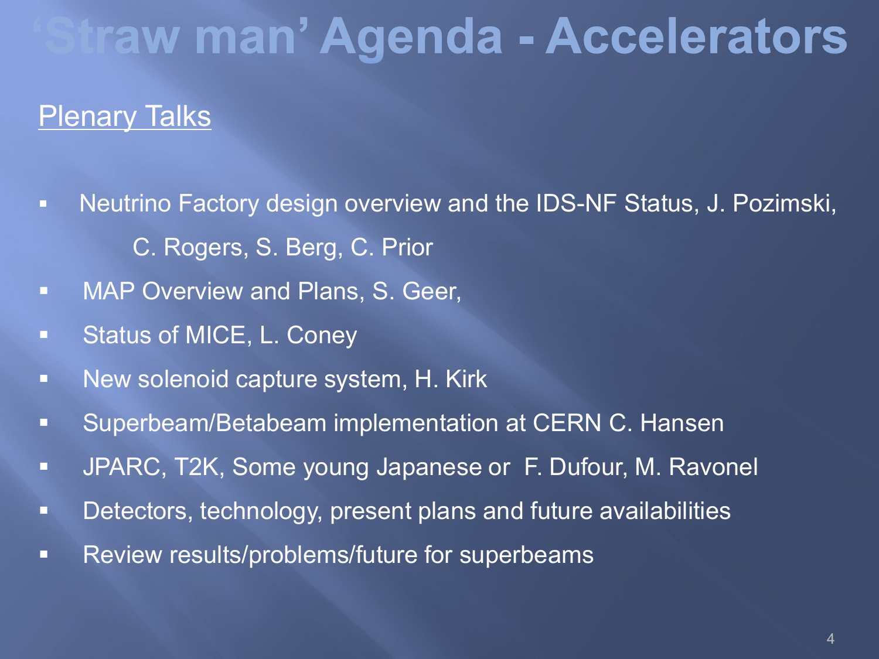# ‘Straw man’ Agenda - Accelerators

Plenary Talks

- Neutrino Factory design overview and the IDS-NF Status, J. Pozimski, C. Rogers, S. Berg, C. Prior
- MAP Overview and Plans, S. Geer,
- Status of MICE, L. Coney
- New solenoid capture system, H. Kirk
- Superbeam/Betabeam implementation at CERN C. Hansen
- JPARC, T2K, Some young Japanese or F. Dufour, M. Ravonel
- Detectors, technology, present plans and future availabilities
- Review results/problems/future for superbeams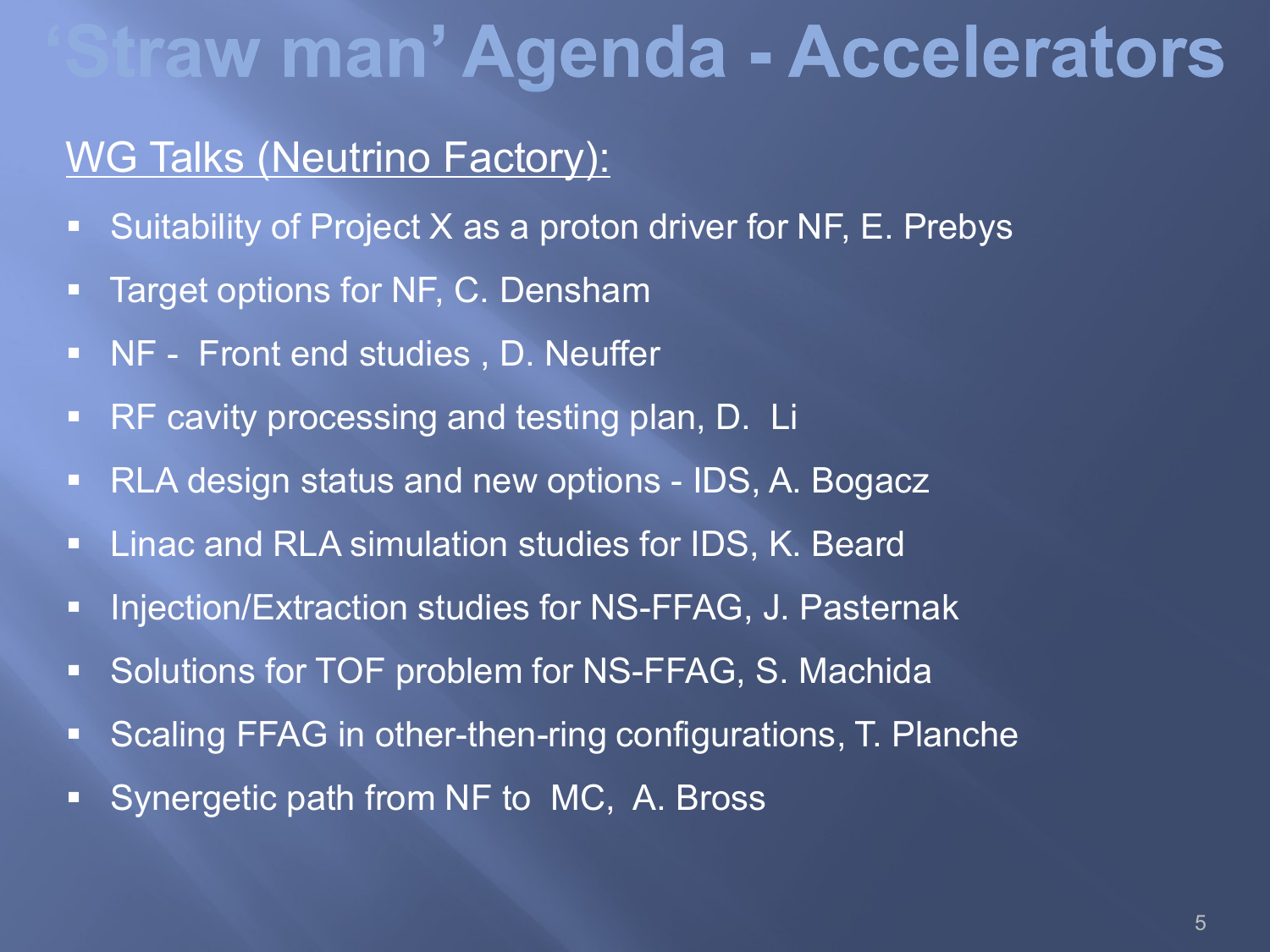# 'Straw man' Agenda - Accelerators

## WG Talks (Neutrino Factory):

- Suitability of Project X as a proton driver for NF, E. Prebys
- Target options for NF, C. Densham
- NF - Front end studies , D. Neuffer
- RF cavity processing and testing plan, D. Li
- RLA design status and new options - IDS, A. Bogacz
- Linac and RLA simulation studies for IDS, K. Beard
- Injection/Extraction studies for NS-FFAG, J. Pasternak
- Solutions for TOF problem for NS-FFAG, S. Machida
- Scaling FFAG in other-then-ring configurations, T. Planche
- Synergetic path from NF to MC, A. Bross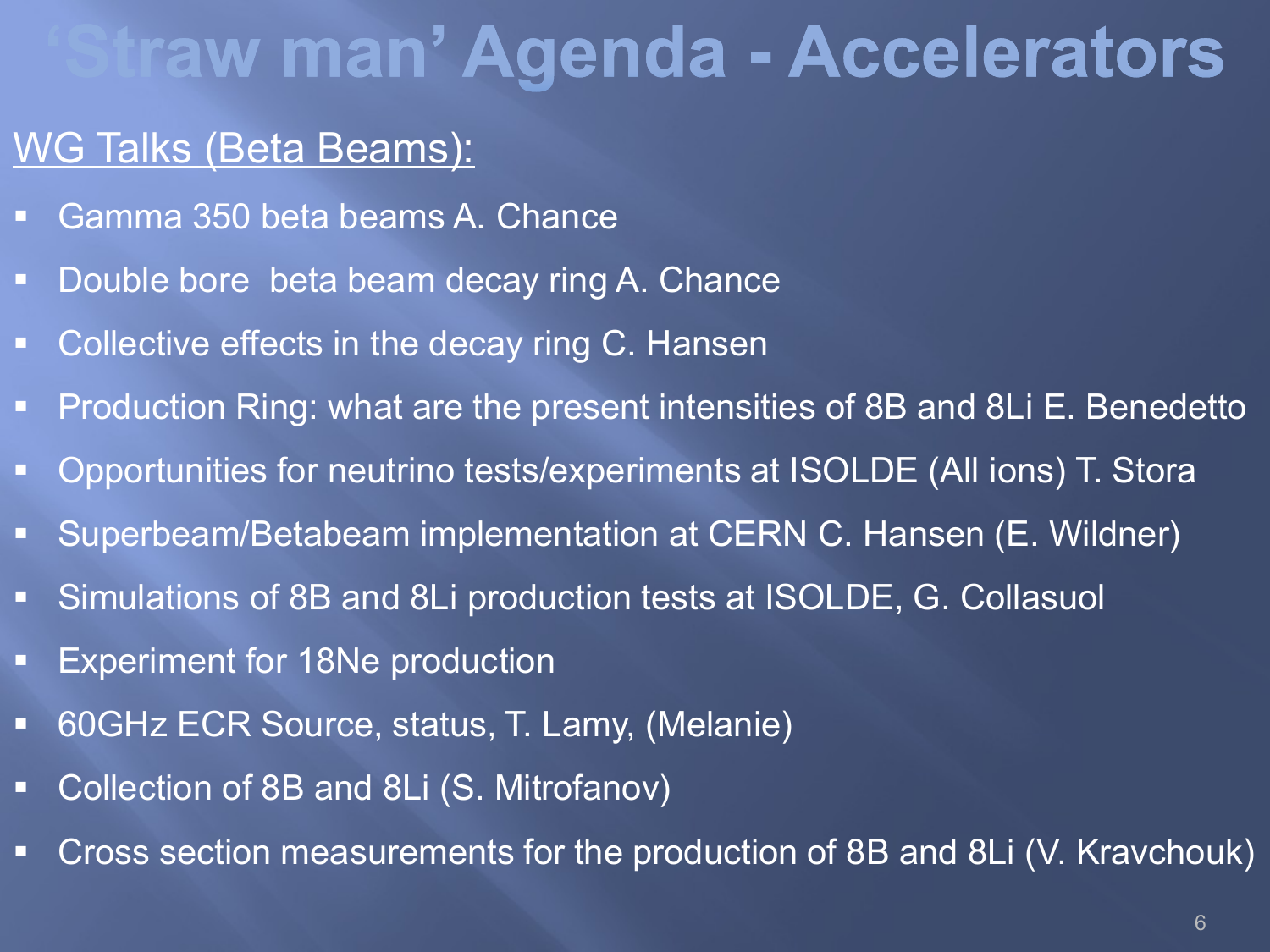# 'Straw man' Agenda - Accelerators

<u>WG Talks (Beta Beams):</u>

- Gamma 350 beta beams A. Chance
- Double bore beta beam decay ring A. Chance
- Collective effects in the decay ring C. Hansen
- Production Ring: what are the present intensities of 8B and 8Li E. Benedetto
- Opportunities for neutrino tests/experiments at ISOLDE (All ions) T. Stora
- Superbeam/Betabeam implementation at CERN C. Hansen (E. Wildner)
- Simulations of 8B and 8Li production tests at ISOLDE, G. Collasuol
- Experiment for 18Ne production
- 60GHz ECR Source, status, T. Lamy, (Melanie)
- Collection of 8B and 8Li (S. Mitrofanov)
- Cross section measurements for the production of 8B and 8Li (V. Kravchouk)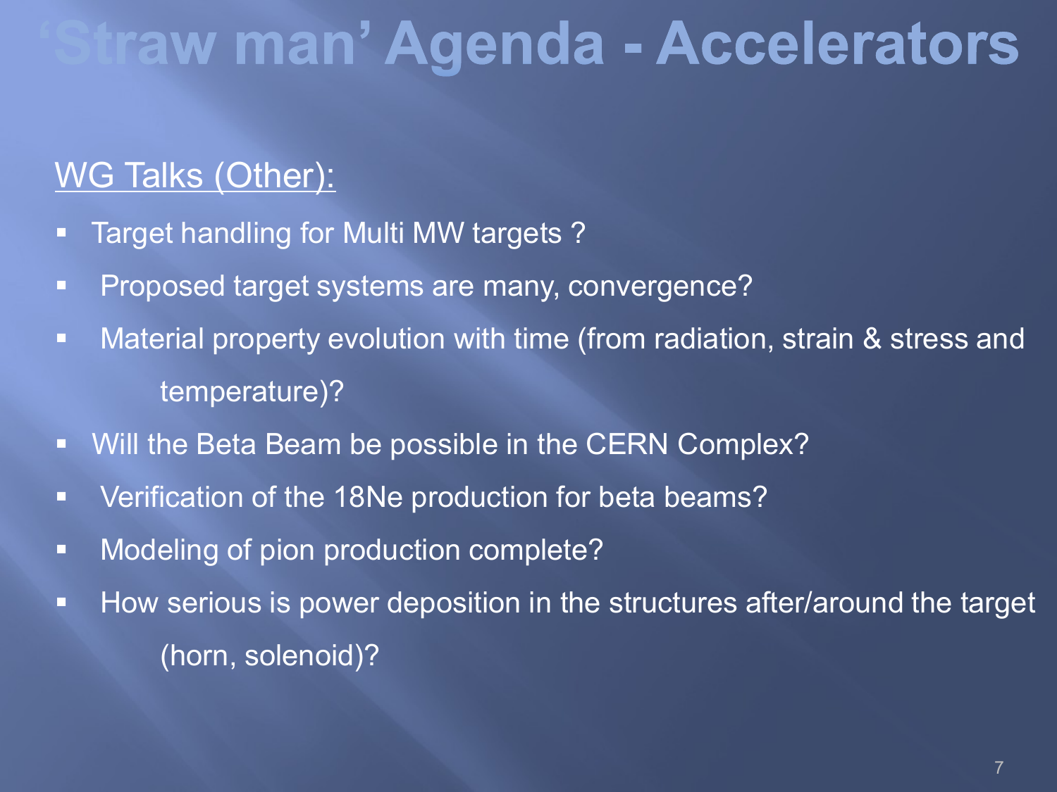# ‘Straw man’ Agenda - Accelerators

WG Talks (Other):

- Target handling for Multi MW targets ?
- Proposed target systems are many, convergence?
- Material property evolution with time (from radiation, strain & stress and temperature)?
- Will the Beta Beam be possible in the CERN Complex?
- Verification of the 18Ne production for beta beams?
- Modeling of pion production complete?
- How serious is power deposition in the structures after/around the target (horn, solenoid)?